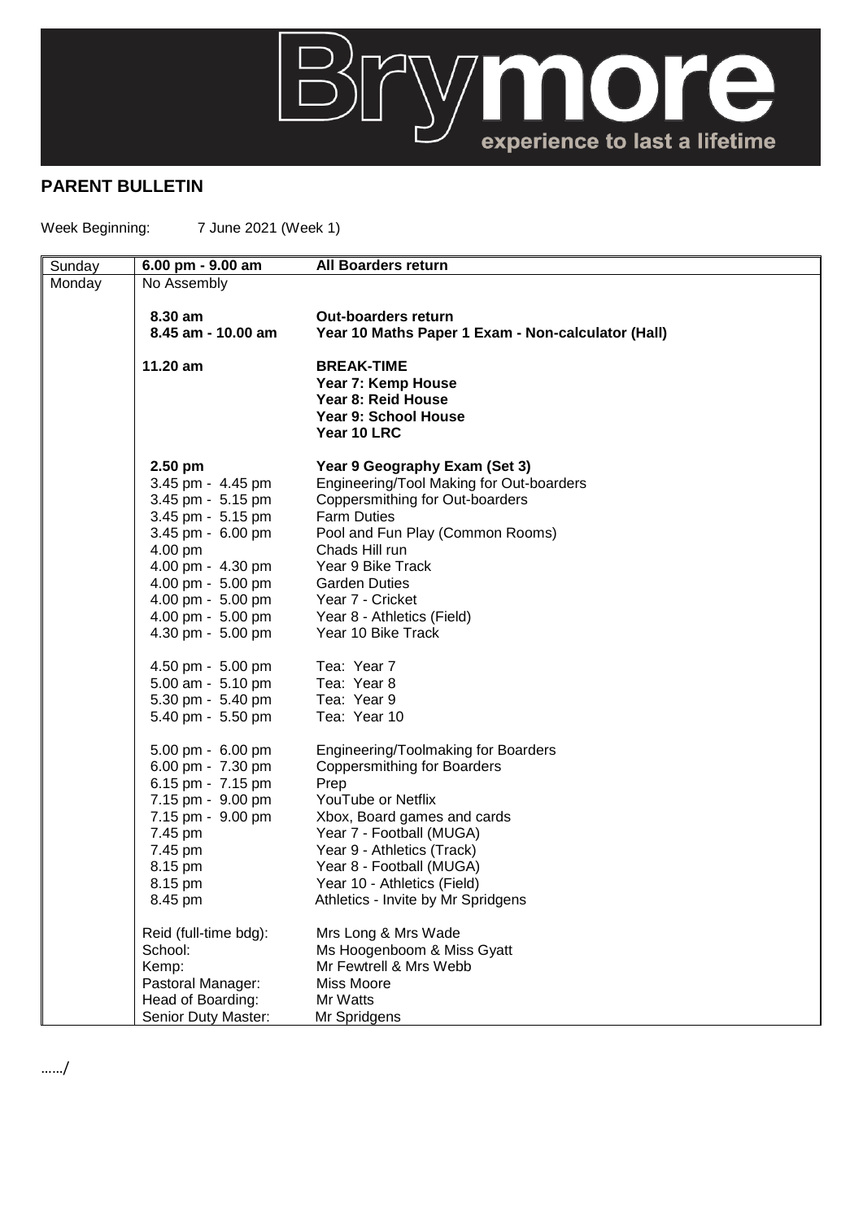Brymore
experience to last a lifetime

## PARENT BULLETIN

Week Beginning: 7 June 2021 (Week 1)

| Day | Time | Activity |
|---|---|---|
| Sunday | **6.00 pm - 9.00 am** | **All Boarders return** |
| Monday | No Assembly | |
| | **8.30 am** | **Out-boarders return** |
| | **8.45 am - 10.00 am** | **Year 10 Maths Paper 1 Exam - Non-calculator (Hall)** |
| | **11.20 am** | **BREAK-TIME** |
| | | **Year 7: Kemp House** |
| | | **Year 8: Reid House** |
| | | **Year 9: School House** |
| | | **Year 10 LRC** |
| | **2.50 pm** | **Year 9 Geography Exam (Set 3)** |
| | 3.45 pm - 4.45 pm | Engineering/Tool Making for Out-boarders |
| | 3.45 pm - 5.15 pm | Coppersmithing for Out-boarders |
| | 3.45 pm - 5.15 pm | Farm Duties |
| | 3.45 pm - 6.00 pm | Pool and Fun Play (Common Rooms) |
| | 4.00 pm | Chads Hill run |
| | 4.00 pm - 4.30 pm | Year 9 Bike Track |
| | 4.00 pm - 5.00 pm | Garden Duties |
| | 4.00 pm - 5.00 pm | Year 7 - Cricket |
| | 4.00 pm - 5.00 pm | Year 8 - Athletics (Field) |
| | 4.30 pm - 5.00 pm | Year 10 Bike Track |
| | 4.50 pm - 5.00 pm | Tea: Year 7 |
| | 5.00 am - 5.10 pm | Tea: Year 8 |
| | 5.30 pm - 5.40 pm | Tea: Year 9 |
| | 5.40 pm - 5.50 pm | Tea: Year 10 |
| | 5.00 pm - 6.00 pm | Engineering/Toolmaking for Boarders |
| | 6.00 pm - 7.30 pm | Coppersmithing for Boarders |
| | 6.15 pm - 7.15 pm | Prep |
| | 7.15 pm - 9.00 pm | YouTube or Netflix |
| | 7.15 pm - 9.00 pm | Xbox, Board games and cards |
| | 7.45 pm | Year 7 - Football (MUGA) |
| | 7.45 pm | Year 9 - Athletics (Track) |
| | 8.15 pm | Year 8 - Football (MUGA) |
| | 8.15 pm | Year 10 - Athletics (Field) |
| | 8.45 pm | Athletics - Invite by Mr Spridgens |
| | Reid (full-time bdg): | Mrs Long & Mrs Wade |
| | School: | Ms Hoogenboom & Miss Gyatt |
| | Kemp: | Mr Fewtrell & Mrs Webb |
| | Pastoral Manager: | Miss Moore |
| | Head of Boarding: | Mr Watts |
| | Senior Duty Master: | Mr Spridgens |

……/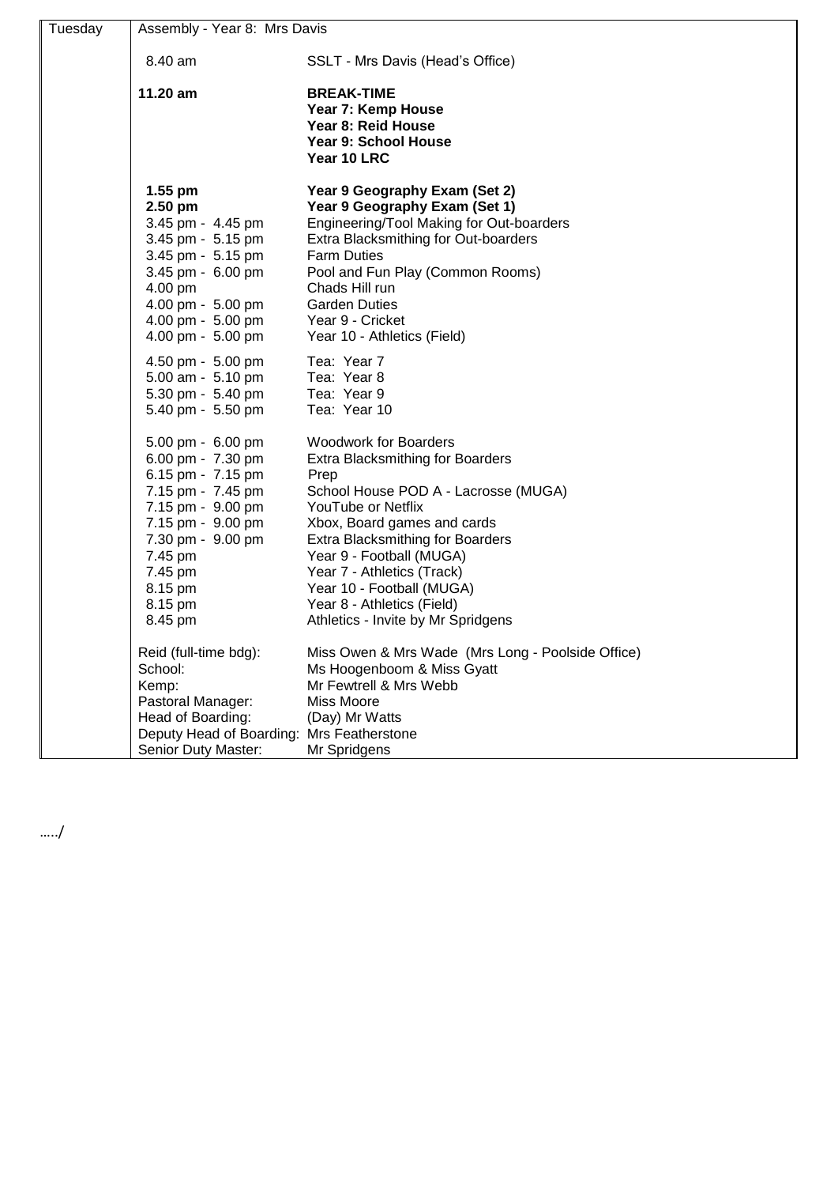| Tuesday | Assembly - Year 8: Mrs Davis |  |
| --- | --- | --- |
|  | 8.40 am | SSLT - Mrs Davis (Head's Office) |
|  | **11.20 am** | **BREAK-TIME**<br>**Year 7: Kemp House**<br>**Year 8: Reid House**<br>**Year 9: School House**<br>**Year 10 LRC** |
|  | **1.55 pm** | **Year 9 Geography Exam (Set 2)** |
|  | **2.50 pm** | **Year 9 Geography Exam (Set 1)** |
|  | 3.45 pm - 4.45 pm | Engineering/Tool Making for Out-boarders |
|  | 3.45 pm - 5.15 pm | Extra Blacksmithing for Out-boarders |
|  | 3.45 pm - 5.15 pm | Farm Duties |
|  | 3.45 pm - 6.00 pm | Pool and Fun Play (Common Rooms) |
|  | 4.00 pm | Chads Hill run |
|  | 4.00 pm - 5.00 pm | Garden Duties |
|  | 4.00 pm - 5.00 pm | Year 9 - Cricket |
|  | 4.00 pm - 5.00 pm | Year 10 - Athletics (Field) |
|  | 4.50 pm - 5.00 pm | Tea: Year 7 |
|  | 5.00 am - 5.10 pm | Tea: Year 8 |
|  | 5.30 pm - 5.40 pm | Tea: Year 9 |
|  | 5.40 pm - 5.50 pm | Tea: Year 10 |
|  | 5.00 pm - 6.00 pm | Woodwork for Boarders |
|  | 6.00 pm - 7.30 pm | Extra Blacksmithing for Boarders |
|  | 6.15 pm - 7.15 pm | Prep |
|  | 7.15 pm - 7.45 pm | School House POD A - Lacrosse (MUGA) |
|  | 7.15 pm - 9.00 pm | YouTube or Netflix |
|  | 7.15 pm - 9.00 pm | Xbox, Board games and cards |
|  | 7.30 pm - 9.00 pm | Extra Blacksmithing for Boarders |
|  | 7.45 pm | Year 9 - Football (MUGA) |
|  | 7.45 pm | Year 7 - Athletics (Track) |
|  | 8.15 pm | Year 10 - Football (MUGA) |
|  | 8.15 pm | Year 8 - Athletics (Field) |
|  | 8.45 pm | Athletics - Invite by Mr Spridgens |
|  | Reid (full-time bdg): | Miss Owen & Mrs Wade (Mrs Long - Poolside Office) |
|  | School: | Ms Hoogenboom & Miss Gyatt |
|  | Kemp: | Mr Fewtrell & Mrs Webb |
|  | Pastoral Manager: | Miss Moore |
|  | Head of Boarding: | (Day) Mr Watts |
|  | Deputy Head of Boarding: | Mrs Featherstone |
|  | Senior Duty Master: | Mr Spridgens |

…../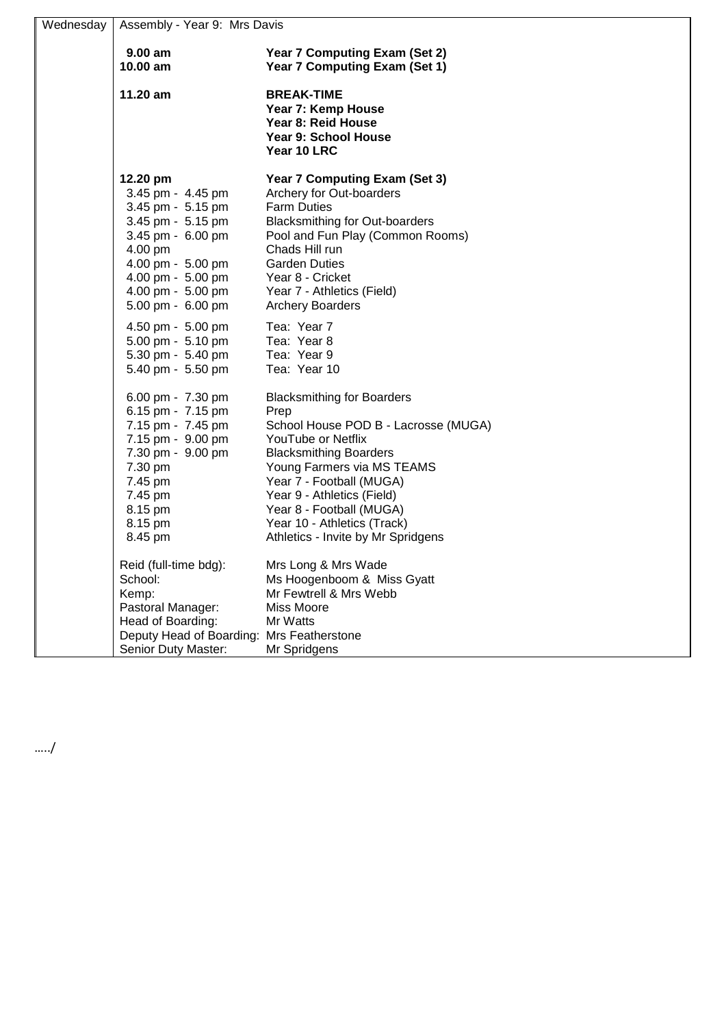| Wednesday | Assembly - Year 9: Mrs Davis |
|---|---|
| | **9.00 am** — **Year 7 Computing Exam (Set 2)** |
| | **10.00 am** — **Year 7 Computing Exam (Set 1)** |
| | **11.20 am** — **BREAK-TIME** |
| | **Year 7: Kemp House** |
| | **Year 8: Reid House** |
| | **Year 9: School House** |
| | **Year 10 LRC** |
| | **12.20 pm** — **Year 7 Computing Exam (Set 3)** |
| | 3.45 pm - 4.45 pm — Archery for Out-boarders |
| | 3.45 pm - 5.15 pm — Farm Duties |
| | 3.45 pm - 5.15 pm — Blacksmithing for Out-boarders |
| | 3.45 pm - 6.00 pm — Pool and Fun Play (Common Rooms) |
| | 4.00 pm — Chads Hill run |
| | 4.00 pm - 5.00 pm — Garden Duties |
| | 4.00 pm - 5.00 pm — Year 8 - Cricket |
| | 4.00 pm - 5.00 pm — Year 7 - Athletics (Field) |
| | 5.00 pm - 6.00 pm — Archery Boarders |
| | 4.50 pm - 5.00 pm — Tea: Year 7 |
| | 5.00 pm - 5.10 pm — Tea: Year 8 |
| | 5.30 pm - 5.40 pm — Tea: Year 9 |
| | 5.40 pm - 5.50 pm — Tea: Year 10 |
| | 6.00 pm - 7.30 pm — Blacksmithing for Boarders |
| | 6.15 pm - 7.15 pm — Prep |
| | 7.15 pm - 7.45 pm — School House POD B - Lacrosse (MUGA) |
| | 7.15 pm - 9.00 pm — YouTube or Netflix |
| | 7.30 pm - 9.00 pm — Blacksmithing Boarders |
| | 7.30 pm — Young Farmers via MS TEAMS |
| | 7.45 pm — Year 7 - Football (MUGA) |
| | 7.45 pm — Year 9 - Athletics (Field) |
| | 8.15 pm — Year 8 - Football (MUGA) |
| | 8.15 pm — Year 10 - Athletics (Track) |
| | 8.45 pm — Athletics - Invite by Mr Spridgens |
| | Reid (full-time bdg): Mrs Long & Mrs Wade |
| | School: Ms Hoogenboom & Miss Gyatt |
| | Kemp: Mr Fewtrell & Mrs Webb |
| | Pastoral Manager: Miss Moore |
| | Head of Boarding: Mr Watts |
| | Deputy Head of Boarding: Mrs Featherstone |
| | Senior Duty Master: Mr Spridgens |

…../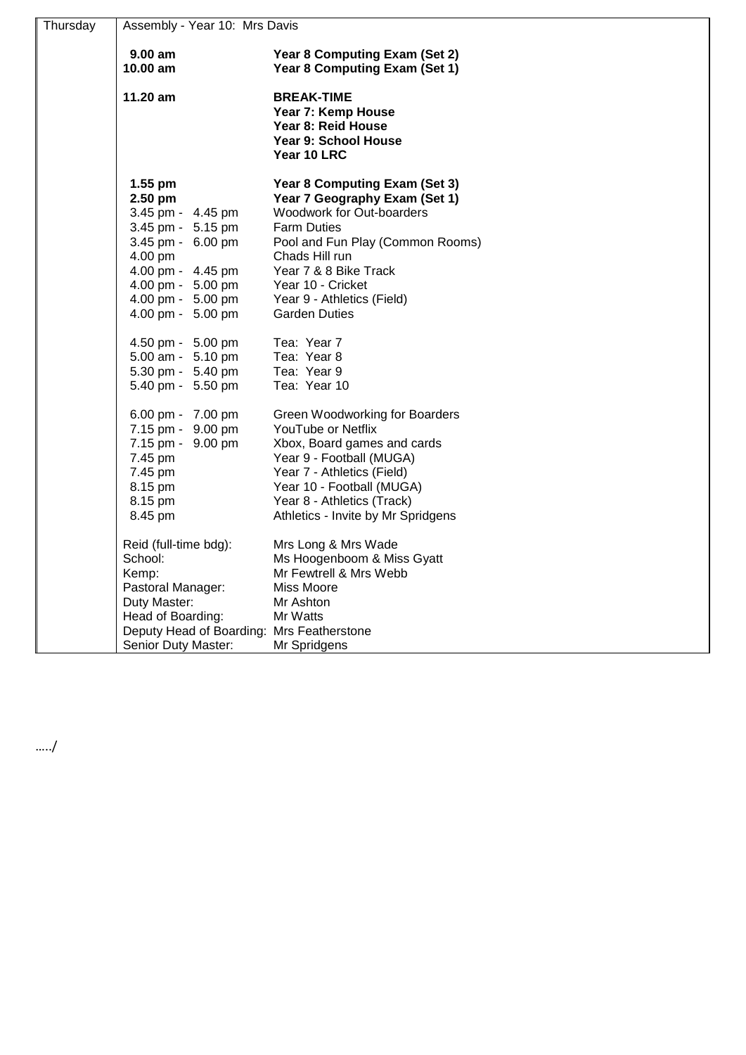| Thursday | Assembly - Year 10: Mrs Davis | |
|---|---|---|
| | **9.00 am** | **Year 8 Computing Exam (Set 2)** |
| | **10.00 am** | **Year 8 Computing Exam (Set 1)** |
| | **11.20 am** | **BREAK-TIME** |
| | | **Year 7: Kemp House** |
| | | **Year 8: Reid House** |
| | | **Year 9: School House** |
| | | **Year 10 LRC** |
| | **1.55 pm** | **Year 8 Computing Exam (Set 3)** |
| | **2.50 pm** | **Year 7 Geography Exam (Set 1)** |
| | 3.45 pm - 4.45 pm | Woodwork for Out-boarders |
| | 3.45 pm - 5.15 pm | Farm Duties |
| | 3.45 pm - 6.00 pm | Pool and Fun Play (Common Rooms) |
| | 4.00 pm | Chads Hill run |
| | 4.00 pm - 4.45 pm | Year 7 & 8 Bike Track |
| | 4.00 pm - 5.00 pm | Year 10 - Cricket |
| | 4.00 pm - 5.00 pm | Year 9 - Athletics (Field) |
| | 4.00 pm - 5.00 pm | Garden Duties |
| | 4.50 pm - 5.00 pm | Tea: Year 7 |
| | 5.00 am - 5.10 pm | Tea: Year 8 |
| | 5.30 pm - 5.40 pm | Tea: Year 9 |
| | 5.40 pm - 5.50 pm | Tea: Year 10 |
| | 6.00 pm - 7.00 pm | Green Woodworking for Boarders |
| | 7.15 pm - 9.00 pm | YouTube or Netflix |
| | 7.15 pm - 9.00 pm | Xbox, Board games and cards |
| | 7.45 pm | Year 9 - Football (MUGA) |
| | 7.45 pm | Year 7 - Athletics (Field) |
| | 8.15 pm | Year 10 - Football (MUGA) |
| | 8.15 pm | Year 8 - Athletics (Track) |
| | 8.45 pm | Athletics - Invite by Mr Spridgens |
| | Reid (full-time bdg): | Mrs Long & Mrs Wade |
| | School: | Ms Hoogenboom & Miss Gyatt |
| | Kemp: | Mr Fewtrell & Mrs Webb |
| | Pastoral Manager: | Miss Moore |
| | Duty Master: | Mr Ashton |
| | Head of Boarding: | Mr Watts |
| | Deputy Head of Boarding: | Mrs Featherstone |
| | Senior Duty Master: | Mr Spridgens |

…../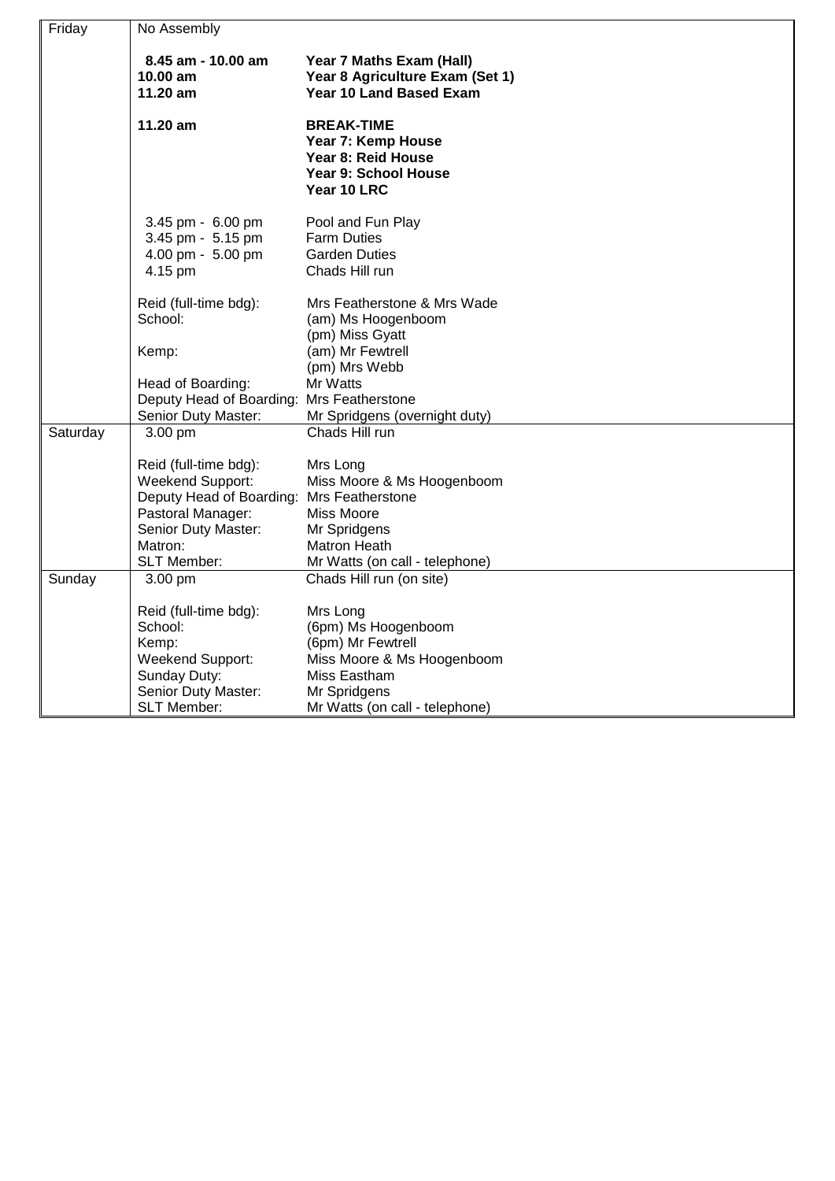| | | |
|---|---|---|
| Friday | No Assembly | |
| | **8.45 am - 10.00 am** | **Year 7 Maths Exam (Hall)** |
| | **10.00 am** | **Year 8 Agriculture Exam (Set 1)** |
| | **11.20 am** | **Year 10 Land Based Exam** |
| | **11.20 am** | **BREAK-TIME** |
| | | **Year 7: Kemp House** |
| | | **Year 8: Reid House** |
| | | **Year 9: School House** |
| | | **Year 10 LRC** |
| | 3.45 pm - 6.00 pm | Pool and Fun Play |
| | 3.45 pm - 5.15 pm | Farm Duties |
| | 4.00 pm - 5.00 pm | Garden Duties |
| | 4.15 pm | Chads Hill run |
| | Reid (full-time bdg): | Mrs Featherstone & Mrs Wade |
| | School: | (am) Ms Hoogenboom |
| | | (pm) Miss Gyatt |
| | Kemp: | (am) Mr Fewtrell |
| | | (pm) Mrs Webb |
| | Head of Boarding: | Mr Watts |
| | Deputy Head of Boarding: | Mrs Featherstone |
| | Senior Duty Master: | Mr Spridgens (overnight duty) |
| Saturday | 3.00 pm | Chads Hill run |
| | Reid (full-time bdg): | Mrs Long |
| | Weekend Support: | Miss Moore & Ms Hoogenboom |
| | Deputy Head of Boarding: | Mrs Featherstone |
| | Pastoral Manager: | Miss Moore |
| | Senior Duty Master: | Mr Spridgens |
| | Matron: | Matron Heath |
| | SLT Member: | Mr Watts (on call - telephone) |
| Sunday | 3.00 pm | Chads Hill run (on site) |
| | Reid (full-time bdg): | Mrs Long |
| | School: | (6pm) Ms Hoogenboom |
| | Kemp: | (6pm) Mr Fewtrell |
| | Weekend Support: | Miss Moore & Ms Hoogenboom |
| | Sunday Duty: | Miss Eastham |
| | Senior Duty Master: | Mr Spridgens |
| | SLT Member: | Mr Watts (on call - telephone) |